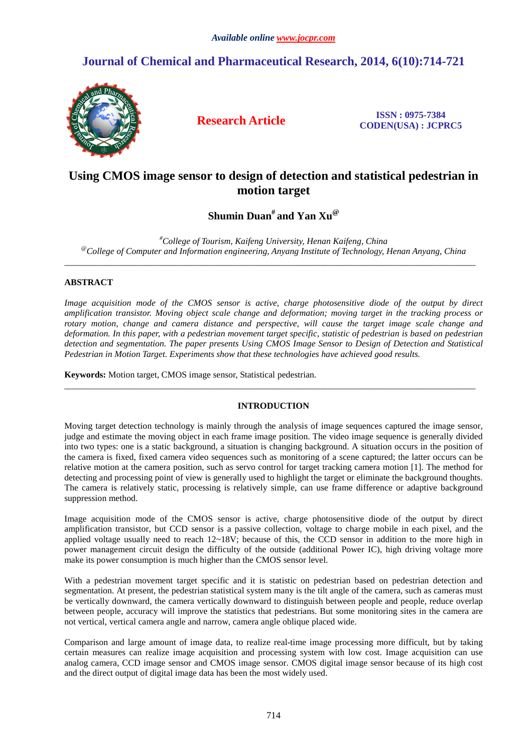*Available online www.jocpr.com*

# Journal of Chemical and Pharmaceutical Research, 2014, 6(10):714-721

**Research Article**

**ISSN : 0975-7384**
**CODEN(USA) : JCPRC5**

# Using CMOS image sensor to design of detection and statistical pedestrian in motion target

**Shumin Duan[#] and Yan Xu[@]**

[#]*College of Tourism, Kaifeng University, Henan Kaifeng, China*
[@]*College of Computer and Information engineering, Anyang Institute of Technology, Henan Anyang, China*

---

## ABSTRACT

*Image acquisition mode of the CMOS sensor is active, charge photosensitive diode of the output by direct amplification transistor. Moving object scale change and deformation; moving target in the tracking process or rotary motion, change and camera distance and perspective, will cause the target image scale change and deformation. In this paper, with a pedestrian movement target specific, statistic of pedestrian is based on pedestrian detection and segmentation. The paper presents Using CMOS Image Sensor to Design of Detection and Statistical Pedestrian in Motion Target. Experiments show that these technologies have achieved good results.*

**Keywords:** Motion target, CMOS image sensor, Statistical pedestrian.

---

## INTRODUCTION

Moving target detection technology is mainly through the analysis of image sequences captured the image sensor, judge and estimate the moving object in each frame image position. The video image sequence is generally divided into two types: one is a static background, a situation is changing background. A situation occurs in the position of the camera is fixed, fixed camera video sequences such as monitoring of a scene captured; the latter occurs can be relative motion at the camera position, such as servo control for target tracking camera motion [1]. The method for detecting and processing point of view is generally used to highlight the target or eliminate the background thoughts. The camera is relatively static, processing is relatively simple, can use frame difference or adaptive background suppression method.

Image acquisition mode of the CMOS sensor is active, charge photosensitive diode of the output by direct amplification transistor, but CCD sensor is a passive collection, voltage to charge mobile in each pixel, and the applied voltage usually need to reach 12~18V; because of this, the CCD sensor in addition to the more high in power management circuit design the difficulty of the outside (additional Power IC), high driving voltage more make its power consumption is much higher than the CMOS sensor level.

With a pedestrian movement target specific and it is statistic on pedestrian based on pedestrian detection and segmentation. At present, the pedestrian statistical system many is the tilt angle of the camera, such as cameras must be vertically downward, the camera vertically downward to distinguish between people and people, reduce overlap between people, accuracy will improve the statistics that pedestrians. But some monitoring sites in the camera are not vertical, vertical camera angle and narrow, camera angle oblique placed wide.

Comparison and large amount of image data, to realize real-time image processing more difficult, but by taking certain measures can realize image acquisition and processing system with low cost. Image acquisition can use analog camera, CCD image sensor and CMOS image sensor. CMOS digital image sensor because of its high cost and the direct output of digital image data has been the most widely used.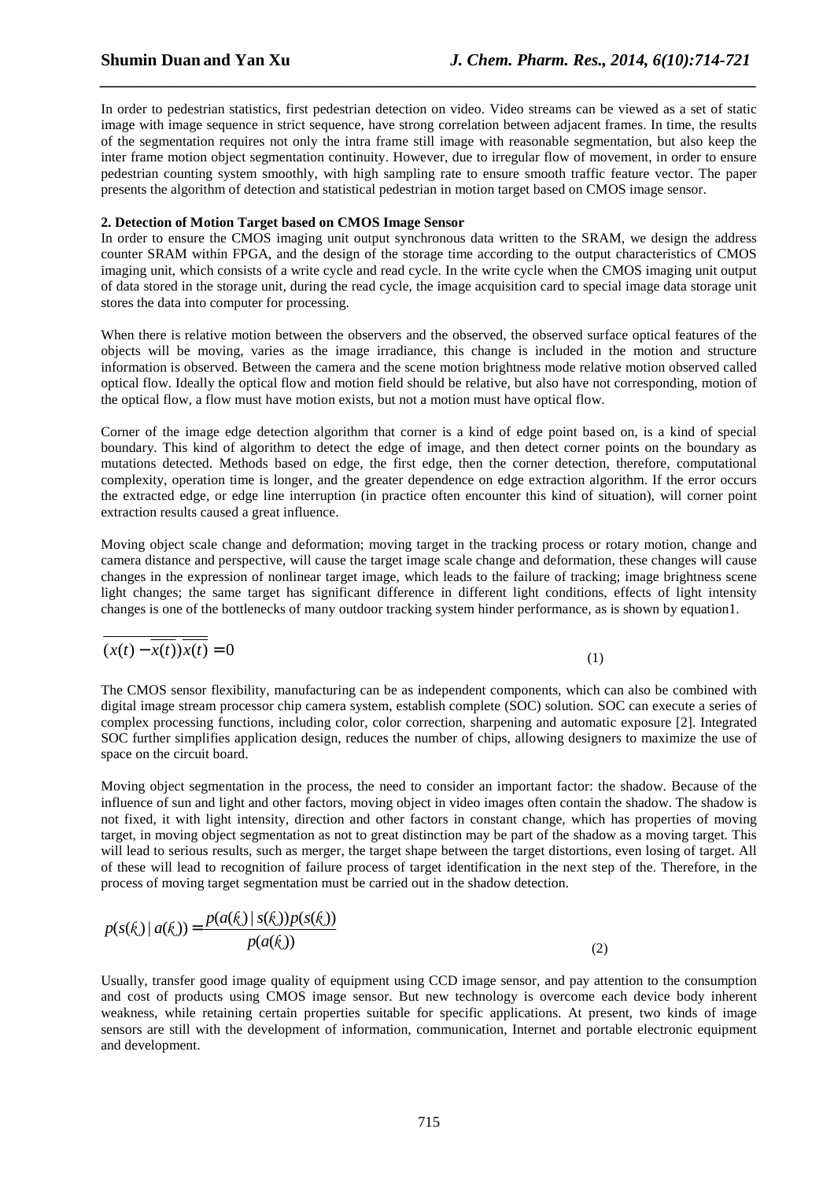In order to pedestrian statistics, first pedestrian detection on video. Video streams can be viewed as a set of static image with image sequence in strict sequence, have strong correlation between adjacent frames. In time, the results of the segmentation requires not only the intra frame still image with reasonable segmentation, but also keep the inter frame motion object segmentation continuity. However, due to irregular flow of movement, in order to ensure pedestrian counting system smoothly, with high sampling rate to ensure smooth traffic feature vector. The paper presents the algorithm of detection and statistical pedestrian in motion target based on CMOS image sensor.

**2. Detection of Motion Target based on CMOS Image Sensor**

In order to ensure the CMOS imaging unit output synchronous data written to the SRAM, we design the address counter SRAM within FPGA, and the design of the storage time according to the output characteristics of CMOS imaging unit, which consists of a write cycle and read cycle. In the write cycle when the CMOS imaging unit output of data stored in the storage unit, during the read cycle, the image acquisition card to special image data storage unit stores the data into computer for processing.

When there is relative motion between the observers and the observed, the observed surface optical features of the objects will be moving, varies as the image irradiance, this change is included in the motion and structure information is observed. Between the camera and the scene motion brightness mode relative motion observed called optical flow. Ideally the optical flow and motion field should be relative, but also have not corresponding, motion of the optical flow, a flow must have motion exists, but not a motion must have optical flow.

Corner of the image edge detection algorithm that corner is a kind of edge point based on, is a kind of special boundary. This kind of algorithm to detect the edge of image, and then detect corner points on the boundary as mutations detected. Methods based on edge, the first edge, then the corner detection, therefore, computational complexity, operation time is longer, and the greater dependence on edge extraction algorithm. If the error occurs the extracted edge, or edge line interruption (in practice often encounter this kind of situation), will corner point extraction results caused a great influence.

Moving object scale change and deformation; moving target in the tracking process or rotary motion, change and camera distance and perspective, will cause the target image scale change and deformation, these changes will cause changes in the expression of nonlinear target image, which leads to the failure of tracking; image brightness scene light changes; the same target has significant difference in different light conditions, effects of light intensity changes is one of the bottlenecks of many outdoor tracking system hinder performance, as is shown by equation1.

$$\overline{(x(t)-\overline{x(t)})\overline{x(t)}}=0 \tag{1}$$

The CMOS sensor flexibility, manufacturing can be as independent components, which can also be combined with digital image stream processor chip camera system, establish complete (SOC) solution. SOC can execute a series of complex processing functions, including color, color correction, sharpening and automatic exposure [2]. Integrated SOC further simplifies application design, reduces the number of chips, allowing designers to maximize the use of space on the circuit board.

Moving object segmentation in the process, the need to consider an important factor: the shadow. Because of the influence of sun and light and other factors, moving object in video images often contain the shadow. The shadow is not fixed, it with light intensity, direction and other factors in constant change, which has properties of moving target, in moving object segmentation as not to great distinction may be part of the shadow as a moving target. This will lead to serious results, such as merger, the target shape between the target distortions, even losing of target. All of these will lead to recognition of failure process of target identification in the next step of the. Therefore, in the process of moving target segmentation must be carried out in the shadow detection.

$$p(s(k)\mid a(k))=\frac{p(a(k)\mid s(k))p(s(k))}{p(a(k))} \tag{2}$$

Usually, transfer good image quality of equipment using CCD image sensor, and pay attention to the consumption and cost of products using CMOS image sensor. But new technology is overcome each device body inherent weakness, while retaining certain properties suitable for specific applications. At present, two kinds of image sensors are still with the development of information, communication, Internet and portable electronic equipment and development.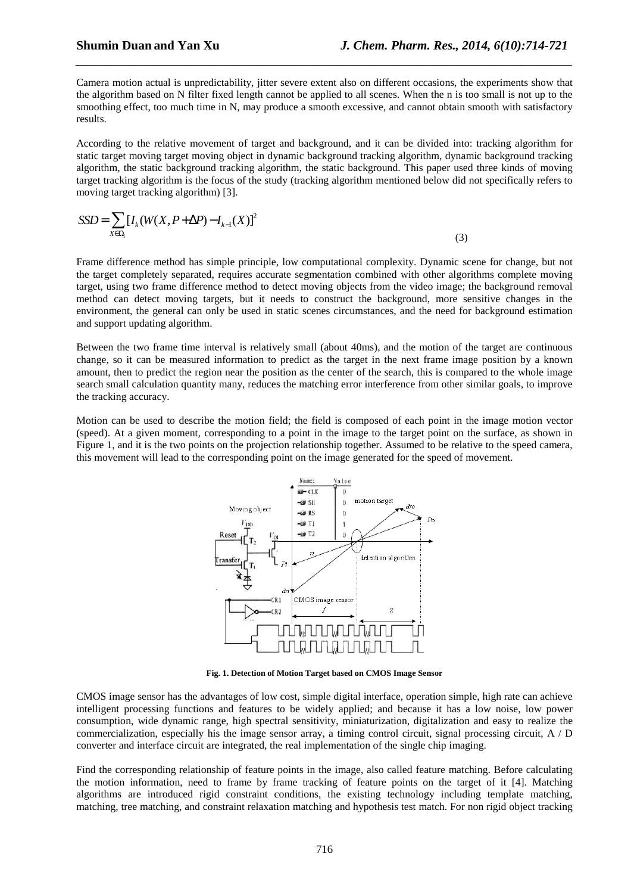Camera motion actual is unpredictability, jitter severe extent also on different occasions, the experiments show that the algorithm based on N filter fixed length cannot be applied to all scenes. When the n is too small is not up to the smoothing effect, too much time in N, may produce a smooth excessive, and cannot obtain smooth with satisfactory results.

According to the relative movement of target and background, and it can be divided into: tracking algorithm for static target moving target moving object in dynamic background tracking algorithm, dynamic background tracking algorithm, the static background tracking algorithm, the static background. This paper used three kinds of moving target tracking algorithm is the focus of the study (tracking algorithm mentioned below did not specifically refers to moving target tracking algorithm) [3].

$$SSD = \sum_{X \in \Omega_t} [I_k(W(X, P + \Delta P) - I_{k-1}(X)]^2 \tag{3}$$

Frame difference method has simple principle, low computational complexity. Dynamic scene for change, but not the target completely separated, requires accurate segmentation combined with other algorithms complete moving target, using two frame difference method to detect moving objects from the video image; the background removal method can detect moving targets, but it needs to construct the background, more sensitive changes in the environment, the general can only be used in static scenes circumstances, and the need for background estimation and support updating algorithm.

Between the two frame time interval is relatively small (about 40ms), and the motion of the target are continuous change, so it can be measured information to predict as the target in the next frame image position by a known amount, then to predict the region near the position as the center of the search, this is compared to the whole image search small calculation quantity many, reduces the matching error interference from other similar goals, to improve the tracking accuracy.

Motion can be used to describe the motion field; the field is composed of each point in the image motion vector (speed). At a given moment, corresponding to a point in the image to the target point on the surface, as shown in Figure 1, and it is the two points on the projection relationship together. Assumed to be relative to the speed camera, this movement will lead to the corresponding point on the image generated for the speed of movement.

**Fig. 1. Detection of Motion Target based on CMOS Image Sensor**

CMOS image sensor has the advantages of low cost, simple digital interface, operation simple, high rate can achieve intelligent processing functions and features to be widely applied; and because it has a low noise, low power consumption, wide dynamic range, high spectral sensitivity, miniaturization, digitalization and easy to realize the commercialization, especially his the image sensor array, a timing control circuit, signal processing circuit, A / D converter and interface circuit are integrated, the real implementation of the single chip imaging.

Find the corresponding relationship of feature points in the image, also called feature matching. Before calculating the motion information, need to frame by frame tracking of feature points on the target of it [4]. Matching algorithms are introduced rigid constraint conditions, the existing technology including template matching, matching, tree matching, and constraint relaxation matching and hypothesis test match. For non rigid object tracking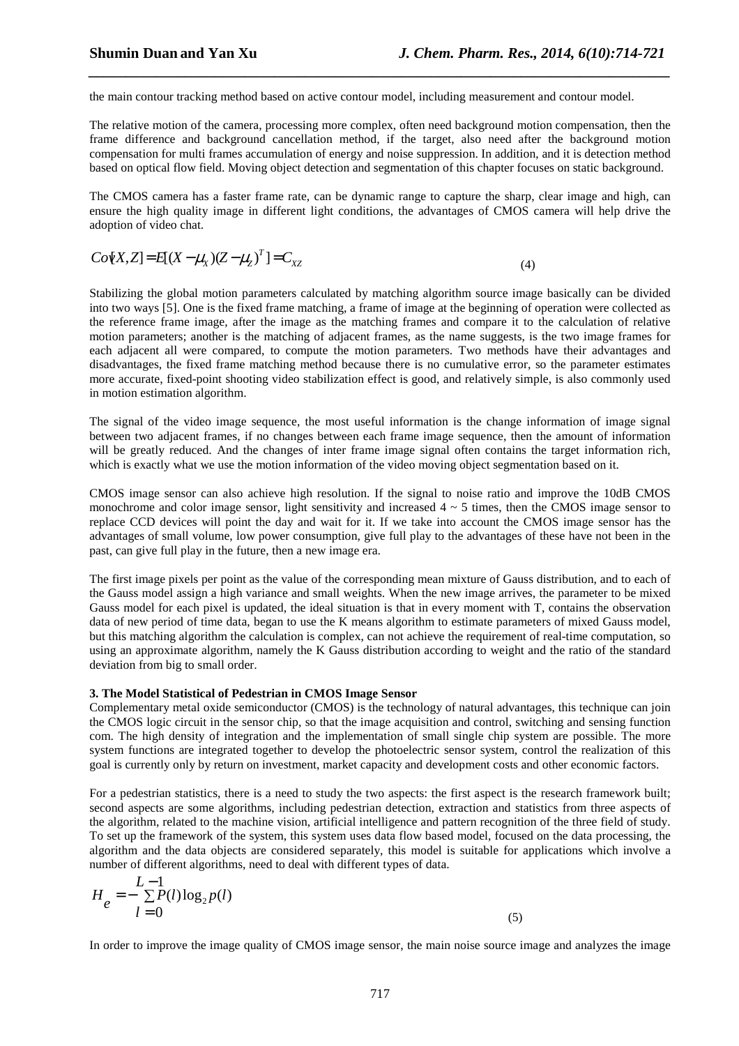the main contour tracking method based on active contour model, including measurement and contour model.

The relative motion of the camera, processing more complex, often need background motion compensation, then the frame difference and background cancellation method, if the target, also need after the background motion compensation for multi frames accumulation of energy and noise suppression. In addition, and it is detection method based on optical flow field. Moving object detection and segmentation of this chapter focuses on static background.

The CMOS camera has a faster frame rate, can be dynamic range to capture the sharp, clear image and high, can ensure the high quality image in different light conditions, the advantages of CMOS camera will help drive the adoption of video chat.

$$Cov[X,Z] = E[(X-\mu_X)(Z-\mu_Z)^T] = C_{XZ} \tag{4}$$

Stabilizing the global motion parameters calculated by matching algorithm source image basically can be divided into two ways [5]. One is the fixed frame matching, a frame of image at the beginning of operation were collected as the reference frame image, after the image as the matching frames and compare it to the calculation of relative motion parameters; another is the matching of adjacent frames, as the name suggests, is the two image frames for each adjacent all were compared, to compute the motion parameters. Two methods have their advantages and disadvantages, the fixed frame matching method because there is no cumulative error, so the parameter estimates more accurate, fixed-point shooting video stabilization effect is good, and relatively simple, is also commonly used in motion estimation algorithm.

The signal of the video image sequence, the most useful information is the change information of image signal between two adjacent frames, if no changes between each frame image sequence, then the amount of information will be greatly reduced. And the changes of inter frame image signal often contains the target information rich, which is exactly what we use the motion information of the video moving object segmentation based on it.

CMOS image sensor can also achieve high resolution. If the signal to noise ratio and improve the 10dB CMOS monochrome and color image sensor, light sensitivity and increased 4 ~ 5 times, then the CMOS image sensor to replace CCD devices will point the day and wait for it. If we take into account the CMOS image sensor has the advantages of small volume, low power consumption, give full play to the advantages of these have not been in the past, can give full play in the future, then a new image era.

The first image pixels per point as the value of the corresponding mean mixture of Gauss distribution, and to each of the Gauss model assign a high variance and small weights. When the new image arrives, the parameter to be mixed Gauss model for each pixel is updated, the ideal situation is that in every moment with T, contains the observation data of new period of time data, began to use the K means algorithm to estimate parameters of mixed Gauss model, but this matching algorithm the calculation is complex, can not achieve the requirement of real-time computation, so using an approximate algorithm, namely the K Gauss distribution according to weight and the ratio of the standard deviation from big to small order.

### 3. The Model Statistical of Pedestrian in CMOS Image Sensor

Complementary metal oxide semiconductor (CMOS) is the technology of natural advantages, this technique can join the CMOS logic circuit in the sensor chip, so that the image acquisition and control, switching and sensing function com. The high density of integration and the implementation of small single chip system are possible. The more system functions are integrated together to develop the photoelectric sensor system, control the realization of this goal is currently only by return on investment, market capacity and development costs and other economic factors.

For a pedestrian statistics, there is a need to study the two aspects: the first aspect is the research framework built; second aspects are some algorithms, including pedestrian detection, extraction and statistics from three aspects of the algorithm, related to the machine vision, artificial intelligence and pattern recognition of the three field of study. To set up the framework of the system, this system uses data flow based model, focused on the data processing, the algorithm and the data objects are considered separately, this model is suitable for applications which involve a number of different algorithms, need to deal with different types of data.

$$H_e = -\sum_{l=0}^{L-1} P(l)\log_2 p(l) \tag{5}$$

In order to improve the image quality of CMOS image sensor, the main noise source image and analyzes the image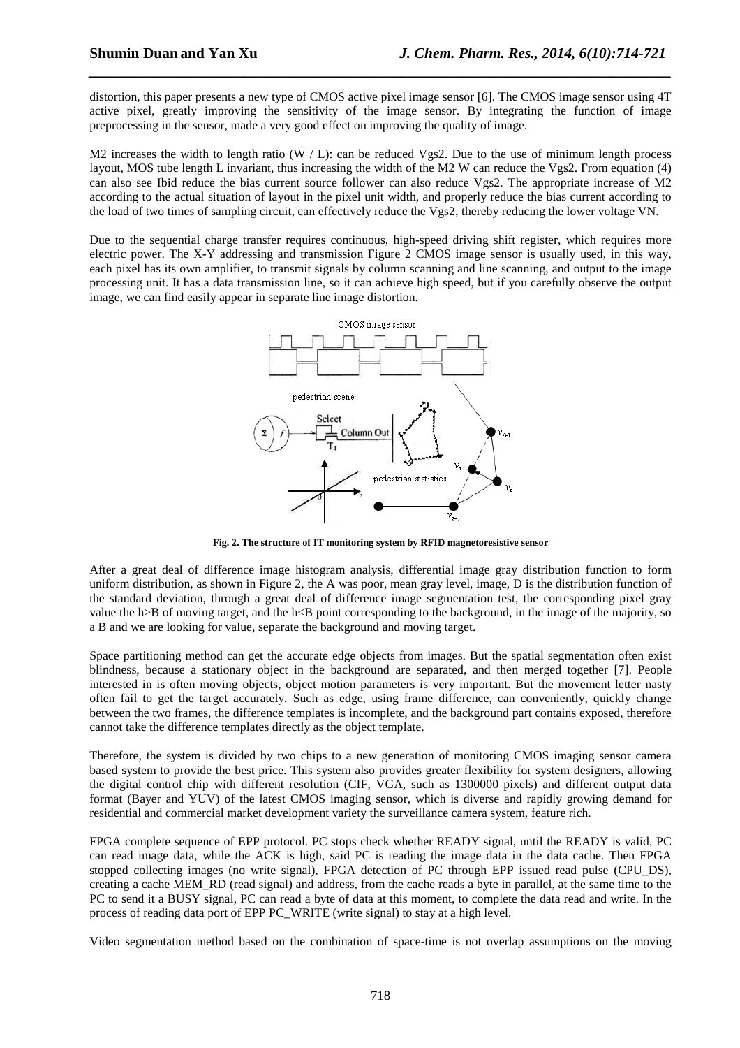distortion, this paper presents a new type of CMOS active pixel image sensor [6]. The CMOS image sensor using 4T active pixel, greatly improving the sensitivity of the image sensor. By integrating the function of image preprocessing in the sensor, made a very good effect on improving the quality of image.

M2 increases the width to length ratio (W / L): can be reduced Vgs2. Due to the use of minimum length process layout, MOS tube length L invariant, thus increasing the width of the M2 W can reduce the Vgs2. From equation (4) can also see Ibid reduce the bias current source follower can also reduce Vgs2. The appropriate increase of M2 according to the actual situation of layout in the pixel unit width, and properly reduce the bias current according to the load of two times of sampling circuit, can effectively reduce the Vgs2, thereby reducing the lower voltage VN.

Due to the sequential charge transfer requires continuous, high-speed driving shift register, which requires more electric power. The X-Y addressing and transmission Figure 2 CMOS image sensor is usually used, in this way, each pixel has its own amplifier, to transmit signals by column scanning and line scanning, and output to the image processing unit. It has a data transmission line, so it can achieve high speed, but if you carefully observe the output image, we can find easily appear in separate line image distortion.

**Fig. 2. The structure of IT monitoring system by RFID magnetoresistive sensor**

After a great deal of difference image histogram analysis, differential image gray distribution function to form uniform distribution, as shown in Figure 2, the A was poor, mean gray level, image, D is the distribution function of the standard deviation, through a great deal of difference image segmentation test, the corresponding pixel gray value the h>B of moving target, and the h<B point corresponding to the background, in the image of the majority, so a B and we are looking for value, separate the background and moving target.

Space partitioning method can get the accurate edge objects from images. But the spatial segmentation often exist blindness, because a stationary object in the background are separated, and then merged together [7]. People interested in is often moving objects, object motion parameters is very important. But the movement letter nasty often fail to get the target accurately. Such as edge, using frame difference, can conveniently, quickly change between the two frames, the difference templates is incomplete, and the background part contains exposed, therefore cannot take the difference templates directly as the object template.

Therefore, the system is divided by two chips to a new generation of monitoring CMOS imaging sensor camera based system to provide the best price. This system also provides greater flexibility for system designers, allowing the digital control chip with different resolution (CIF, VGA, such as 1300000 pixels) and different output data format (Bayer and YUV) of the latest CMOS imaging sensor, which is diverse and rapidly growing demand for residential and commercial market development variety the surveillance camera system, feature rich.

FPGA complete sequence of EPP protocol. PC stops check whether READY signal, until the READY is valid, PC can read image data, while the ACK is high, said PC is reading the image data in the data cache. Then FPGA stopped collecting images (no write signal), FPGA detection of PC through EPP issued read pulse (CPU_DS), creating a cache MEM_RD (read signal) and address, from the cache reads a byte in parallel, at the same time to the PC to send it a BUSY signal, PC can read a byte of data at this moment, to complete the data read and write. In the process of reading data port of EPP PC_WRITE (write signal) to stay at a high level.

Video segmentation method based on the combination of space-time is not overlap assumptions on the moving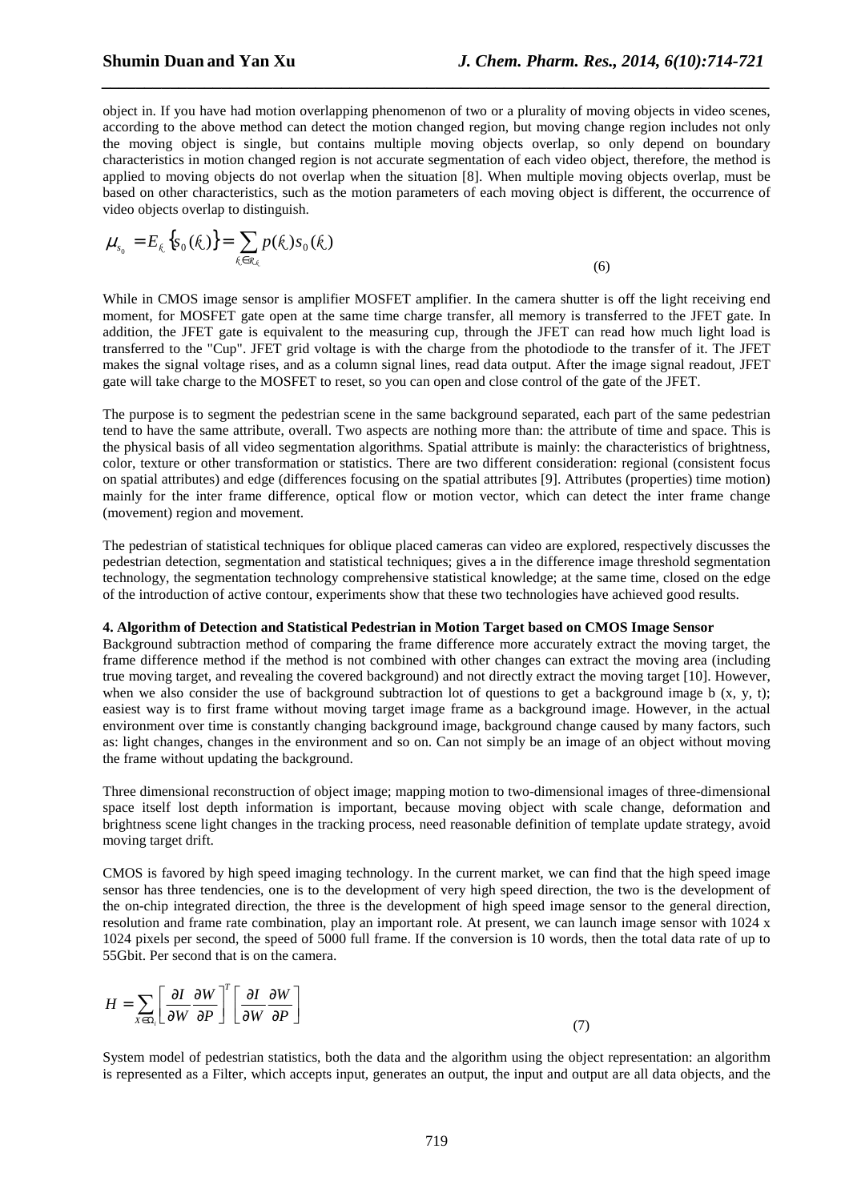object in. If you have had motion overlapping phenomenon of two or a plurality of moving objects in video scenes, according to the above method can detect the motion changed region, but moving change region includes not only the moving object is single, but contains multiple moving objects overlap, so only depend on boundary characteristics in motion changed region is not accurate segmentation of each video object, therefore, the method is applied to moving objects do not overlap when the situation [8]. When multiple moving objects overlap, must be based on other characteristics, such as the motion parameters of each moving object is different, the occurrence of video objects overlap to distinguish.

$$\mu_{s_0} = E_{k_c}\{s_0(k_c)\} = \sum_{k_c \in R_{k_c}} p(k_c) s_0(k_c) \tag{6}$$

While in CMOS image sensor is amplifier MOSFET amplifier. In the camera shutter is off the light receiving end moment, for MOSFET gate open at the same time charge transfer, all memory is transferred to the JFET gate. In addition, the JFET gate is equivalent to the measuring cup, through the JFET can read how much light load is transferred to the "Cup". JFET grid voltage is with the charge from the photodiode to the transfer of it. The JFET makes the signal voltage rises, and as a column signal lines, read data output. After the image signal readout, JFET gate will take charge to the MOSFET to reset, so you can open and close control of the gate of the JFET.

The purpose is to segment the pedestrian scene in the same background separated, each part of the same pedestrian tend to have the same attribute, overall. Two aspects are nothing more than: the attribute of time and space. This is the physical basis of all video segmentation algorithms. Spatial attribute is mainly: the characteristics of brightness, color, texture or other transformation or statistics. There are two different consideration: regional (consistent focus on spatial attributes) and edge (differences focusing on the spatial attributes [9]. Attributes (properties) time motion) mainly for the inter frame difference, optical flow or motion vector, which can detect the inter frame change (movement) region and movement.

The pedestrian of statistical techniques for oblique placed cameras can video are explored, respectively discusses the pedestrian detection, segmentation and statistical techniques; gives a in the difference image threshold segmentation technology, the segmentation technology comprehensive statistical knowledge; at the same time, closed on the edge of the introduction of active contour, experiments show that these two technologies have achieved good results.

**4. Algorithm of Detection and Statistical Pedestrian in Motion Target based on CMOS Image Sensor**

Background subtraction method of comparing the frame difference more accurately extract the moving target, the frame difference method if the method is not combined with other changes can extract the moving area (including true moving target, and revealing the covered background) and not directly extract the moving target [10]. However, when we also consider the use of background subtraction lot of questions to get a background image b (x, y, t); easiest way is to first frame without moving target image frame as a background image. However, in the actual environment over time is constantly changing background image, background change caused by many factors, such as: light changes, changes in the environment and so on. Can not simply be an image of an object without moving the frame without updating the background.

Three dimensional reconstruction of object image; mapping motion to two-dimensional images of three-dimensional space itself lost depth information is important, because moving object with scale change, deformation and brightness scene light changes in the tracking process, need reasonable definition of template update strategy, avoid moving target drift.

CMOS is favored by high speed imaging technology. In the current market, we can find that the high speed image sensor has three tendencies, one is to the development of very high speed direction, the two is the development of the on-chip integrated direction, the three is the development of high speed image sensor to the general direction, resolution and frame rate combination, play an important role. At present, we can launch image sensor with 1024 x 1024 pixels per second, the speed of 5000 full frame. If the conversion is 10 words, then the total data rate of up to 55Gbit. Per second that is on the camera.

$$H = \sum_{x \in \Omega_i} \left[ \frac{\partial I}{\partial W} \frac{\partial W}{\partial P} \right]^T \left[ \frac{\partial I}{\partial W} \frac{\partial W}{\partial P} \right] \tag{7}$$

System model of pedestrian statistics, both the data and the algorithm using the object representation: an algorithm is represented as a Filter, which accepts input, generates an output, the input and output are all data objects, and the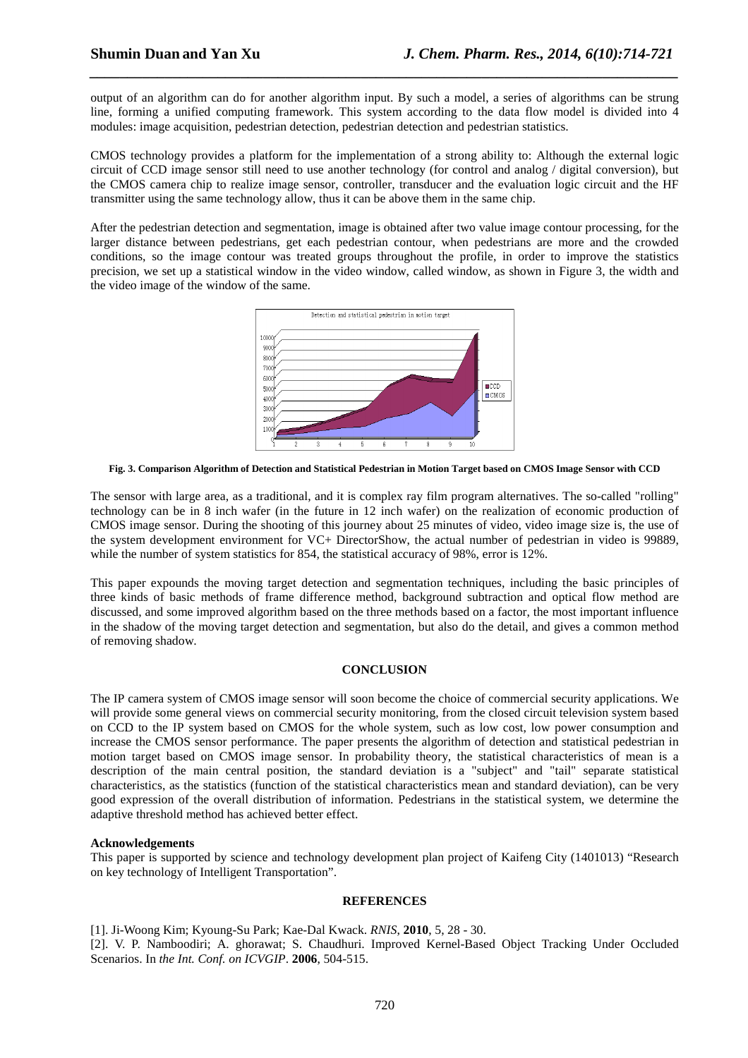output of an algorithm can do for another algorithm input. By such a model, a series of algorithms can be strung line, forming a unified computing framework. This system according to the data flow model is divided into 4 modules: image acquisition, pedestrian detection, pedestrian detection and pedestrian statistics.

CMOS technology provides a platform for the implementation of a strong ability to: Although the external logic circuit of CCD image sensor still need to use another technology (for control and analog / digital conversion), but the CMOS camera chip to realize image sensor, controller, transducer and the evaluation logic circuit and the HF transmitter using the same technology allow, thus it can be above them in the same chip.

After the pedestrian detection and segmentation, image is obtained after two value image contour processing, for the larger distance between pedestrians, get each pedestrian contour, when pedestrians are more and the crowded conditions, so the image contour was treated groups throughout the profile, in order to improve the statistics precision, we set up a statistical window in the video window, called window, as shown in Figure 3, the width and the video image of the window of the same.

**Fig. 3. Comparison Algorithm of Detection and Statistical Pedestrian in Motion Target based on CMOS Image Sensor with CCD**

The sensor with large area, as a traditional, and it is complex ray film program alternatives. The so-called "rolling" technology can be in 8 inch wafer (in the future in 12 inch wafer) on the realization of economic production of CMOS image sensor. During the shooting of this journey about 25 minutes of video, video image size is, the use of the system development environment for VC+ DirectorShow, the actual number of pedestrian in video is 99889, while the number of system statistics for 854, the statistical accuracy of 98%, error is 12%.

This paper expounds the moving target detection and segmentation techniques, including the basic principles of three kinds of basic methods of frame difference method, background subtraction and optical flow method are discussed, and some improved algorithm based on the three methods based on a factor, the most important influence in the shadow of the moving target detection and segmentation, but also do the detail, and gives a common method of removing shadow.

## CONCLUSION

The IP camera system of CMOS image sensor will soon become the choice of commercial security applications. We will provide some general views on commercial security monitoring, from the closed circuit television system based on CCD to the IP system based on CMOS for the whole system, such as low cost, low power consumption and increase the CMOS sensor performance. The paper presents the algorithm of detection and statistical pedestrian in motion target based on CMOS image sensor. In probability theory, the statistical characteristics of mean is a description of the main central position, the standard deviation is a "subject" and "tail" separate statistical characteristics, as the statistics (function of the statistical characteristics mean and standard deviation), can be very good expression of the overall distribution of information. Pedestrians in the statistical system, we determine the adaptive threshold method has achieved better effect.

**Acknowledgements**

This paper is supported by science and technology development plan project of Kaifeng City (1401013) "Research on key technology of Intelligent Transportation".

## REFERENCES

[1]. Ji-Woong Kim; Kyoung-Su Park; Kae-Dal Kwack. *RNIS*, **2010**, 5, 28 - 30.

[2]. V. P. Namboodiri; A. ghorawat; S. Chaudhuri. Improved Kernel-Based Object Tracking Under Occluded Scenarios. In *the Int. Conf. on ICVGIP*. **2006**, 504-515.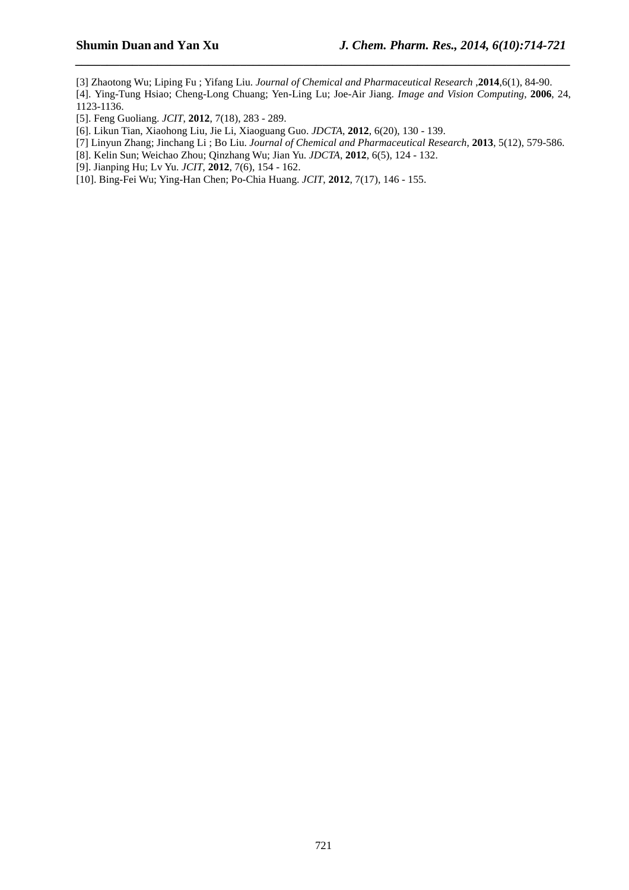[3] Zhaotong Wu; Liping Fu ; Yifang Liu. *Journal of Chemical and Pharmaceutical Research* ,**2014**,6(1), 84-90.

[4]. Ying-Tung Hsiao; Cheng-Long Chuang; Yen-Ling Lu; Joe-Air Jiang. *Image and Vision Computing*, **2006**, 24, 1123-1136.

[5]. Feng Guoliang. *JCIT*, **2012**, 7(18), 283 - 289.

[6]. Likun Tian, Xiaohong Liu, Jie Li, Xiaoguang Guo. *JDCTA*, **2012**, 6(20), 130 - 139.

[7] Linyun Zhang; Jinchang Li ; Bo Liu. *Journal of Chemical and Pharmaceutical Research*, **2013**, 5(12), 579-586.

[8]. Kelin Sun; Weichao Zhou; Qinzhang Wu; Jian Yu. *JDCTA*, **2012**, 6(5), 124 - 132.

[9]. Jianping Hu; Lv Yu. *JCIT*, **2012**, 7(6), 154 - 162.

[10]. Bing-Fei Wu; Ying-Han Chen; Po-Chia Huang. *JCIT*, **2012**, 7(17), 146 - 155.